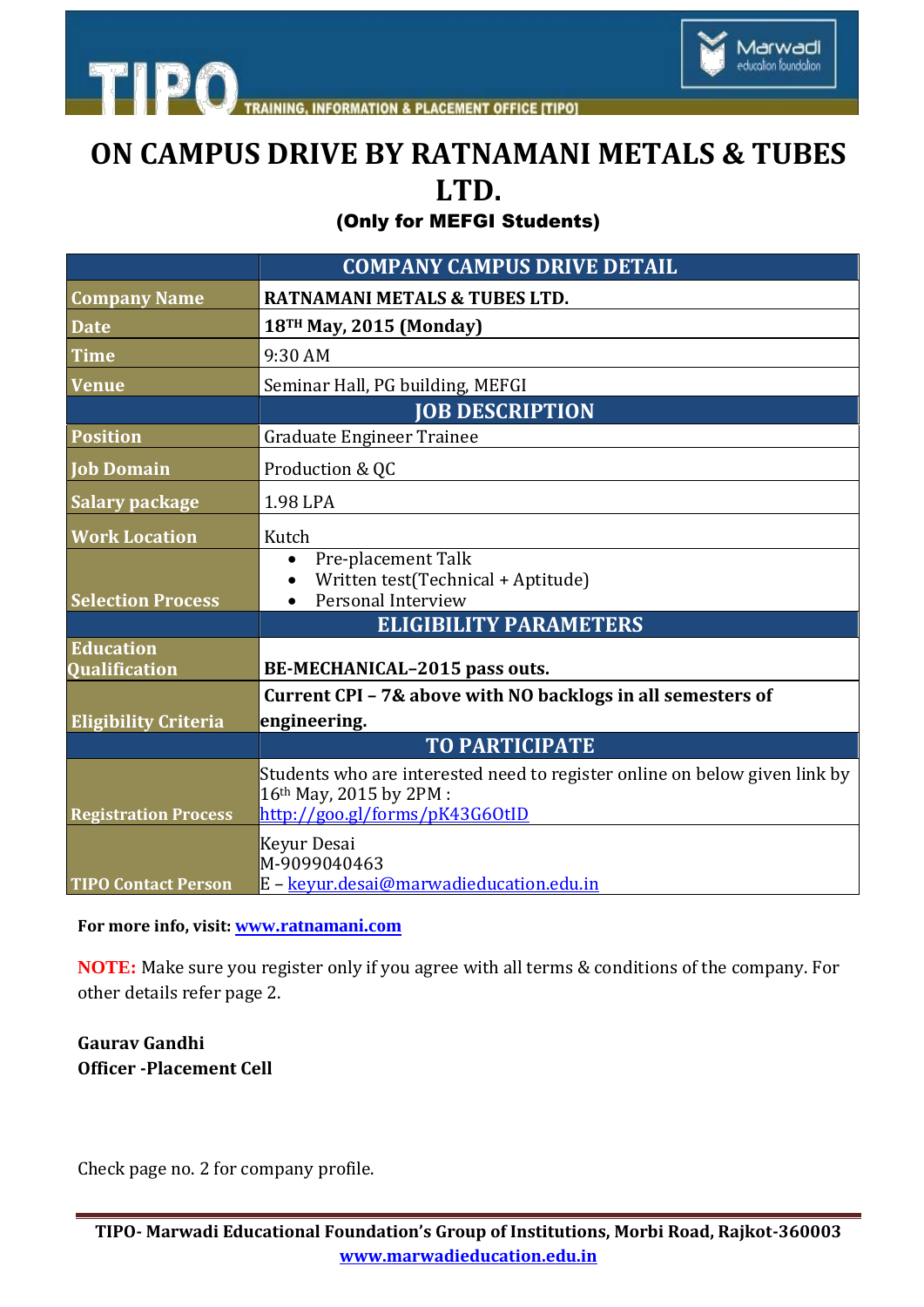# ON CAMPUS DRIVE BY RATNAMANI METALS & TUBES LTD.

**(Only for MEFGI Students)**

| | COMPANY CAMPUS DRIVE DETAIL |
|---|---|
| **Company Name** | **RATNAMANI METALS & TUBES LTD.** |
| **Date** | **18TH May, 2015 (Monday)** |
| **Time** | 9:30 AM |
| **Venue** | Seminar Hall, PG building, MEFGI |
| | **JOB DESCRIPTION** |
| **Position** | Graduate Engineer Trainee |
| **Job Domain** | Production & QC |
| **Salary package** | 1.98 LPA |
| **Work Location** | Kutch |
| **Selection Process** | • Pre-placement Talk<br>• Written test(Technical + Aptitude)<br>• Personal Interview |
| | **ELIGIBILITY PARAMETERS** |
| **Education Qualification** | **BE-MECHANICAL–2015 pass outs.** |
| **Eligibility Criteria** | **Current CPI – 7& above with NO backlogs in all semesters of engineering.** |
| | **TO PARTICIPATE** |
| **Registration Process** | Students who are interested need to register online on below given link by 16th May, 2015 by 2PM : http://goo.gl/forms/pK43G6OtID |
| **TIPO Contact Person** | Keyur Desai<br>M-9099040463<br>E – keyur.desai@marwadieducation.edu.in |

**For more info, visit: www.ratnamani.com**

**NOTE:** Make sure you register only if you agree with all terms & conditions of the company. For other details refer page 2.

**Gaurav Gandhi**
**Officer -Placement Cell**

Check page no. 2 for company profile.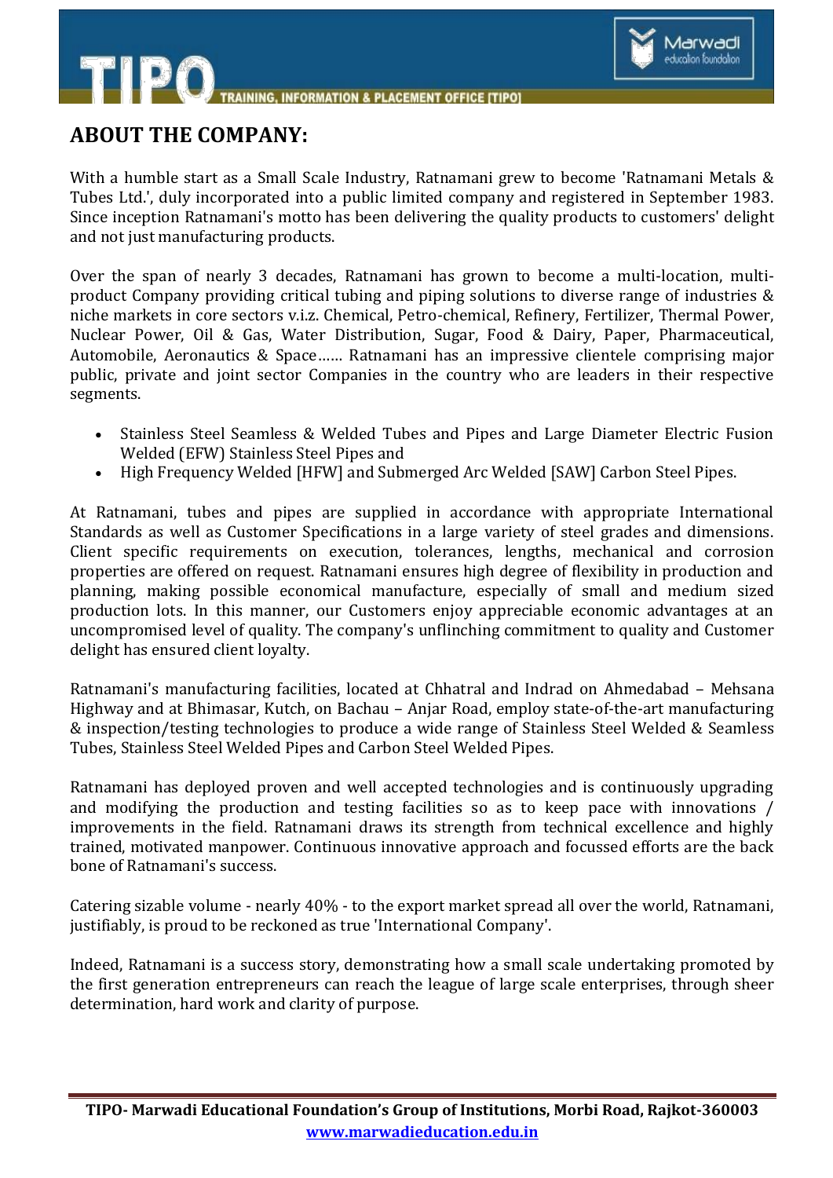## ABOUT THE COMPANY:

With a humble start as a Small Scale Industry, Ratnamani grew to become 'Ratnamani Metals & Tubes Ltd.', duly incorporated into a public limited company and registered in September 1983. Since inception Ratnamani's motto has been delivering the quality products to customers' delight and not just manufacturing products.

Over the span of nearly 3 decades, Ratnamani has grown to become a multi-location, multi-product Company providing critical tubing and piping solutions to diverse range of industries & niche markets in core sectors v.i.z. Chemical, Petro-chemical, Refinery, Fertilizer, Thermal Power, Nuclear Power, Oil & Gas, Water Distribution, Sugar, Food & Dairy, Paper, Pharmaceutical, Automobile, Aeronautics & Space…… Ratnamani has an impressive clientele comprising major public, private and joint sector Companies in the country who are leaders in their respective segments.

- Stainless Steel Seamless & Welded Tubes and Pipes and Large Diameter Electric Fusion Welded (EFW) Stainless Steel Pipes and
- High Frequency Welded [HFW] and Submerged Arc Welded [SAW] Carbon Steel Pipes.

At Ratnamani, tubes and pipes are supplied in accordance with appropriate International Standards as well as Customer Specifications in a large variety of steel grades and dimensions. Client specific requirements on execution, tolerances, lengths, mechanical and corrosion properties are offered on request. Ratnamani ensures high degree of flexibility in production and planning, making possible economical manufacture, especially of small and medium sized production lots. In this manner, our Customers enjoy appreciable economic advantages at an uncompromised level of quality. The company's unflinching commitment to quality and Customer delight has ensured client loyalty.

Ratnamani's manufacturing facilities, located at Chhatral and Indrad on Ahmedabad – Mehsana Highway and at Bhimasar, Kutch, on Bachau – Anjar Road, employ state-of-the-art manufacturing & inspection/testing technologies to produce a wide range of Stainless Steel Welded & Seamless Tubes, Stainless Steel Welded Pipes and Carbon Steel Welded Pipes.

Ratnamani has deployed proven and well accepted technologies and is continuously upgrading and modifying the production and testing facilities so as to keep pace with innovations / improvements in the field. Ratnamani draws its strength from technical excellence and highly trained, motivated manpower. Continuous innovative approach and focussed efforts are the back bone of Ratnamani's success.

Catering sizable volume - nearly 40% - to the export market spread all over the world, Ratnamani, justifiably, is proud to be reckoned as true 'International Company'.

Indeed, Ratnamani is a success story, demonstrating how a small scale undertaking promoted by the first generation entrepreneurs can reach the league of large scale enterprises, through sheer determination, hard work and clarity of purpose.